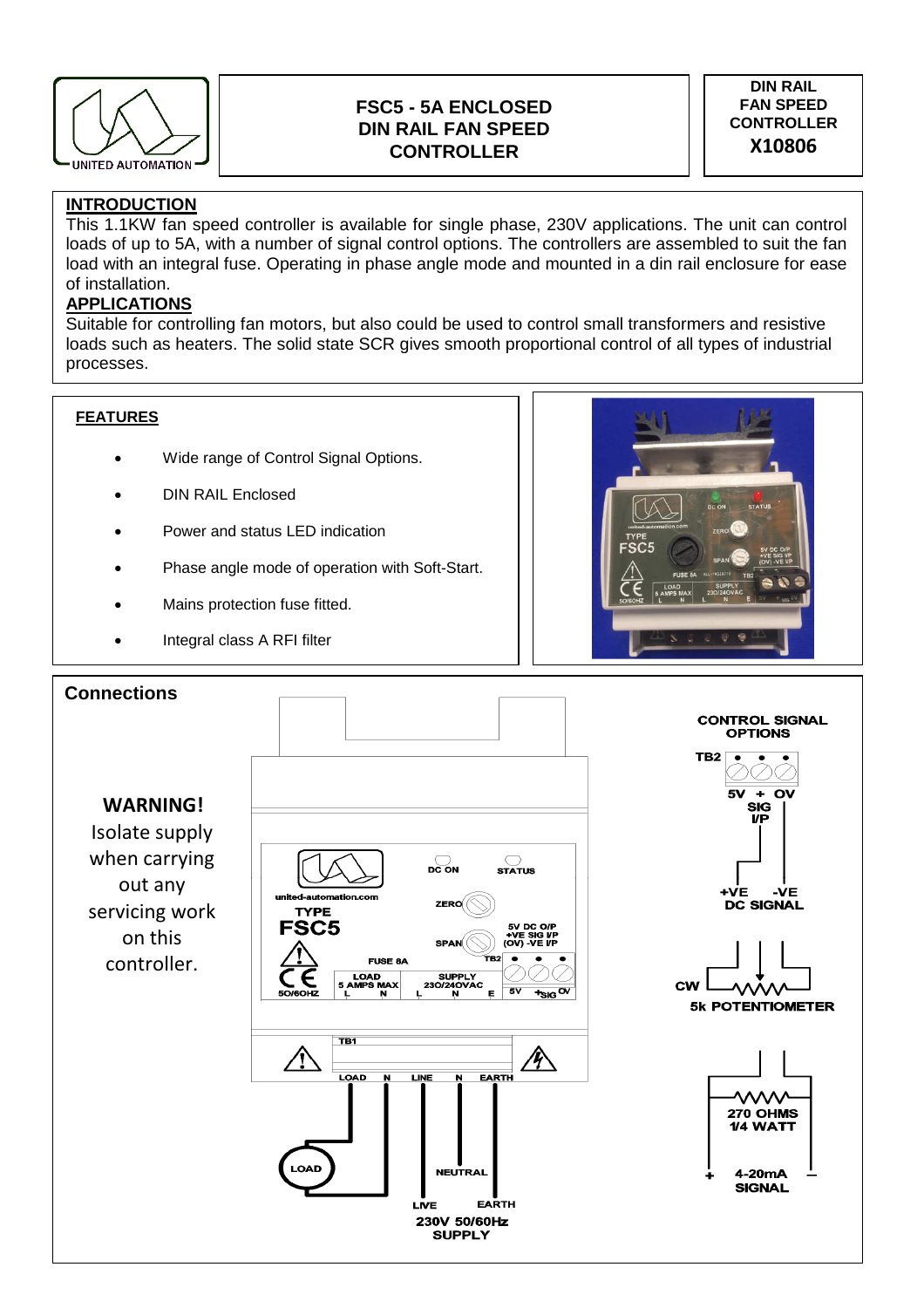# FSC5 - 5A ENCLOSED DIN RAIL FAN SPEED CONTROLLER

**DIN RAIL FAN SPEED CONTROLLER**

**X10806**

## INTRODUCTION

This 1.1KW fan speed controller is available for single phase, 230V applications. The unit can control loads of up to 5A, with a number of signal control options. The controllers are assembled to suit the fan load with an integral fuse. Operating in phase angle mode and mounted in a din rail enclosure for ease of installation.

## APPLICATIONS

Suitable for controlling fan motors, but also could be used to control small transformers and resistive loads such as heaters. The solid state SCR gives smooth proportional control of all types of industrial processes.

## FEATURES

- Wide range of Control Signal Options.
- DIN RAIL Enclosed
- Power and status LED indication
- Phase angle mode of operation with Soft-Start.
- Mains protection fuse fitted.
- Integral class A RFI filter

## Connections

**WARNING!**
Isolate supply when carrying out any servicing work on this controller.

DC ON
STATUS
united-automation.com
TYPE
FSC5
ZERO
SPAN
5V DC O/P
+VE SIG I/P
(OV) -VE I/P
FUSE 8A
TB2
50/60HZ
LOAD 5 AMPS MAX L N
SUPPLY 230/240VAC L N E
5V +SIG OV

TB1
LOAD N LINE N EARTH

LOAD
NEUTRAL
LIVE
EARTH
230V 50/60Hz SUPPLY

**CONTROL SIGNAL OPTIONS**

TB2
5V + OV
SIG I/P

+VE -VE
DC SIGNAL

CW
5k POTENTIOMETER

270 OHMS 1/4 WATT
+ 4-20mA SIGNAL –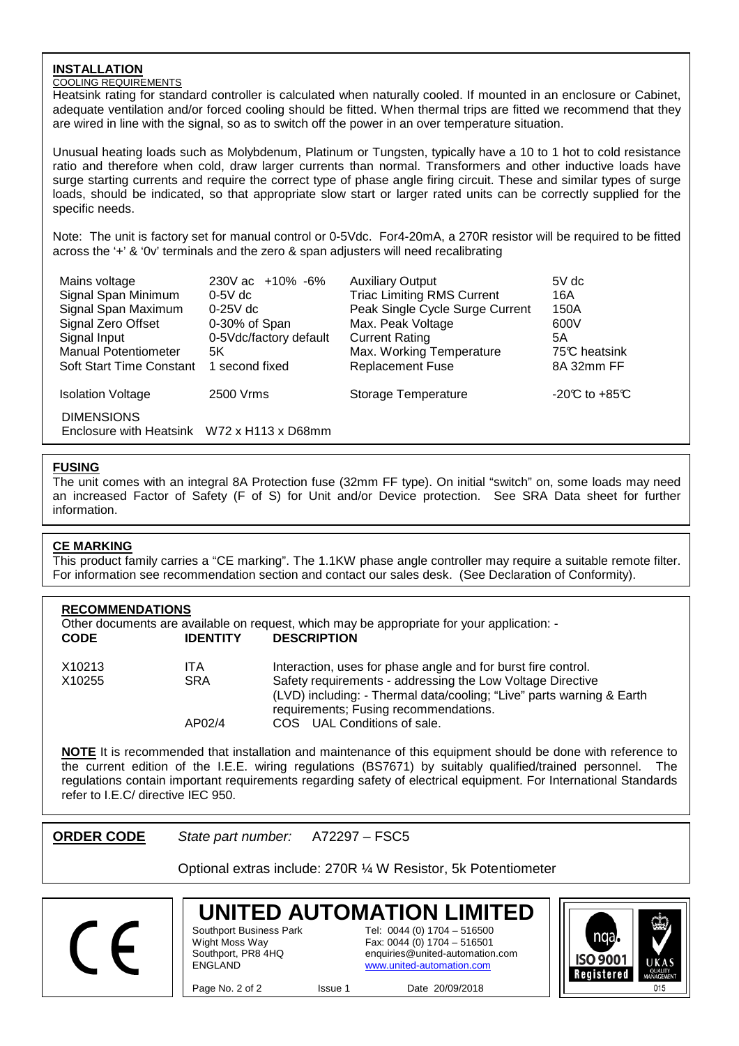## INSTALLATION

COOLING REQUIREMENTS

Heatsink rating for standard controller is calculated when naturally cooled. If mounted in an enclosure or Cabinet, adequate ventilation and/or forced cooling should be fitted. When thermal trips are fitted we recommend that they are wired in line with the signal, so as to switch off the power in an over temperature situation.

Unusual heating loads such as Molybdenum, Platinum or Tungsten, typically have a 10 to 1 hot to cold resistance ratio and therefore when cold, draw larger currents than normal. Transformers and other inductive loads have surge starting currents and require the correct type of phase angle firing circuit. These and similar types of surge loads, should be indicated, so that appropriate slow start or larger rated units can be correctly supplied for the specific needs.

Note: The unit is factory set for manual control or 0-5Vdc. For4-20mA, a 270R resistor will be required to be fitted across the '+' & '0v' terminals and the zero & span adjusters will need recalibrating

| | | | |
|---|---|---|---|
| Mains voltage | 230V ac +10% -6% | Auxiliary Output | 5V dc |
| Signal Span Minimum | 0-5V dc | Triac Limiting RMS Current | 16A |
| Signal Span Maximum | 0-25V dc | Peak Single Cycle Surge Current | 150A |
| Signal Zero Offset | 0-30% of Span | Max. Peak Voltage | 600V |
| Signal Input | 0-5Vdc/factory default | Current Rating | 5A |
| Manual Potentiometer | 5K | Max. Working Temperature | 75℃ heatsink |
| Soft Start Time Constant | 1 second fixed | Replacement Fuse | 8A 32mm FF |
| Isolation Voltage | 2500 Vrms | Storage Temperature | -20℃ to +85℃ |

DIMENSIONS

Enclosure with Heatsink W72 x H113 x D68mm

## FUSING

The unit comes with an integral 8A Protection fuse (32mm FF type). On initial "switch" on, some loads may need an increased Factor of Safety (F of S) for Unit and/or Device protection. See SRA Data sheet for further information.

## CE MARKING

This product family carries a "CE marking". The 1.1KW phase angle controller may require a suitable remote filter. For information see recommendation section and contact our sales desk. (See Declaration of Conformity).

## RECOMMENDATIONS

Other documents are available on request, which may be appropriate for your application: -

| CODE | IDENTITY | DESCRIPTION |
|---|---|---|
| X10213 | ITA | Interaction, uses for phase angle and for burst fire control. |
| X10255 | SRA | Safety requirements - addressing the Low Voltage Directive (LVD) including: - Thermal data/cooling; "Live" parts warning & Earth requirements; Fusing recommendations. |
| | AP02/4 | COS UAL Conditions of sale. |

**NOTE** It is recommended that installation and maintenance of this equipment should be done with reference to the current edition of the I.E.E. wiring regulations (BS7671) by suitably qualified/trained personnel. The regulations contain important requirements regarding safety of electrical equipment. For International Standards refer to I.E.C/ directive IEC 950.

**ORDER CODE** *State part number:* A72297 – FSC5

Optional extras include: 270R ¼ W Resistor, 5k Potentiometer

# UNITED AUTOMATION LIMITED

Southport Business Park
Wight Moss Way
Southport, PR8 4HQ
ENGLAND

Tel: 0044 (0) 1704 – 516500
Fax: 0044 (0) 1704 – 516501
enquiries@united-automation.com
www.united-automation.com

Issue 1 Date 20/09/2018